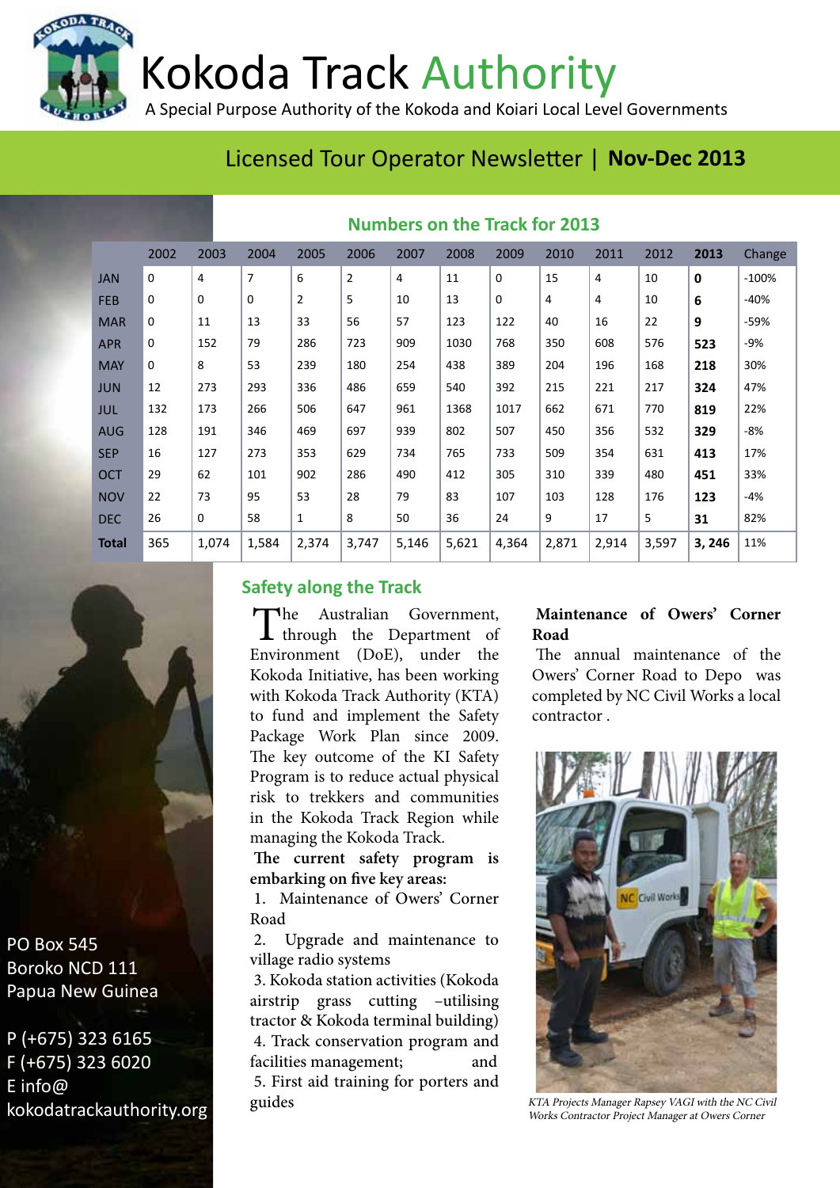# Kokoda Track Authority

A Special Purpose Authority of the Kokoda and Koiari Local Level Governments

## Licensed Tour Operator Newsletter | **Nov-Dec 2013**

### Numbers on the Track for 2013

| | 2002 | 2003 | 2004 | 2005 | 2006 | 2007 | 2008 | 2009 | 2010 | 2011 | 2012 | **2013** | Change |
|---|---|---|---|---|---|---|---|---|---|---|---|---|---|
| JAN | 0 | 4 | 7 | 6 | 2 | 4 | 11 | 0 | 15 | 4 | 10 | **0** | -100% |
| FEB | 0 | 0 | 0 | 2 | 5 | 10 | 13 | 0 | 4 | 4 | 10 | **6** | -40% |
| MAR | 0 | 11 | 13 | 33 | 56 | 57 | 123 | 122 | 40 | 16 | 22 | **9** | -59% |
| APR | 0 | 152 | 79 | 286 | 723 | 909 | 1030 | 768 | 350 | 608 | 576 | **523** | -9% |
| MAY | 0 | 8 | 53 | 239 | 180 | 254 | 438 | 389 | 204 | 196 | 168 | **218** | 30% |
| JUN | 12 | 273 | 293 | 336 | 486 | 659 | 540 | 392 | 215 | 221 | 217 | **324** | 47% |
| JUL | 132 | 173 | 266 | 506 | 647 | 961 | 1368 | 1017 | 662 | 671 | 770 | **819** | 22% |
| AUG | 128 | 191 | 346 | 469 | 697 | 939 | 802 | 507 | 450 | 356 | 532 | **329** | -8% |
| SEP | 16 | 127 | 273 | 353 | 629 | 734 | 765 | 733 | 509 | 354 | 631 | **413** | 17% |
| OCT | 29 | 62 | 101 | 902 | 286 | 490 | 412 | 305 | 310 | 339 | 480 | **451** | 33% |
| NOV | 22 | 73 | 95 | 53 | 28 | 79 | 83 | 107 | 103 | 128 | 176 | **123** | -4% |
| DEC | 26 | 0 | 58 | 1 | 8 | 50 | 36 | 24 | 9 | 17 | 5 | **31** | 82% |
| **Total** | 365 | 1,074 | 1,584 | 2,374 | 3,747 | 5,146 | 5,621 | 4,364 | 2,871 | 2,914 | 3,597 | **3, 246** | 11% |

### Safety along the Track

The Australian Government, through the Department of Environment (DoE), under the Kokoda Initiative, has been working with Kokoda Track Authority (KTA) to fund and implement the Safety Package Work Plan since 2009. The key outcome of the KI Safety Program is to reduce actual physical risk to trekkers and communities in the Kokoda Track Region while managing the Kokoda Track.

**The current safety program is embarking on five key areas:**

1. Maintenance of Owers' Corner Road
2. Upgrade and maintenance to village radio systems
3. Kokoda station activities (Kokoda airstrip grass cutting –utilising tractor & Kokoda terminal building)
4. Track conservation program and facilities management; and
5. First aid training for porters and guides

**Maintenance of Owers' Corner Road**

The annual maintenance of the Owers' Corner Road to Depo was completed by NC Civil Works a local contractor .

*KTA Projects Manager Rapsey VAGI with the NC Civil Works Contractor Project Manager at Owers Corner*

PO Box 545
Boroko NCD 111
Papua New Guinea

P (+675) 323 6165
F (+675) 323 6020
E info@kokodatrackauthority.org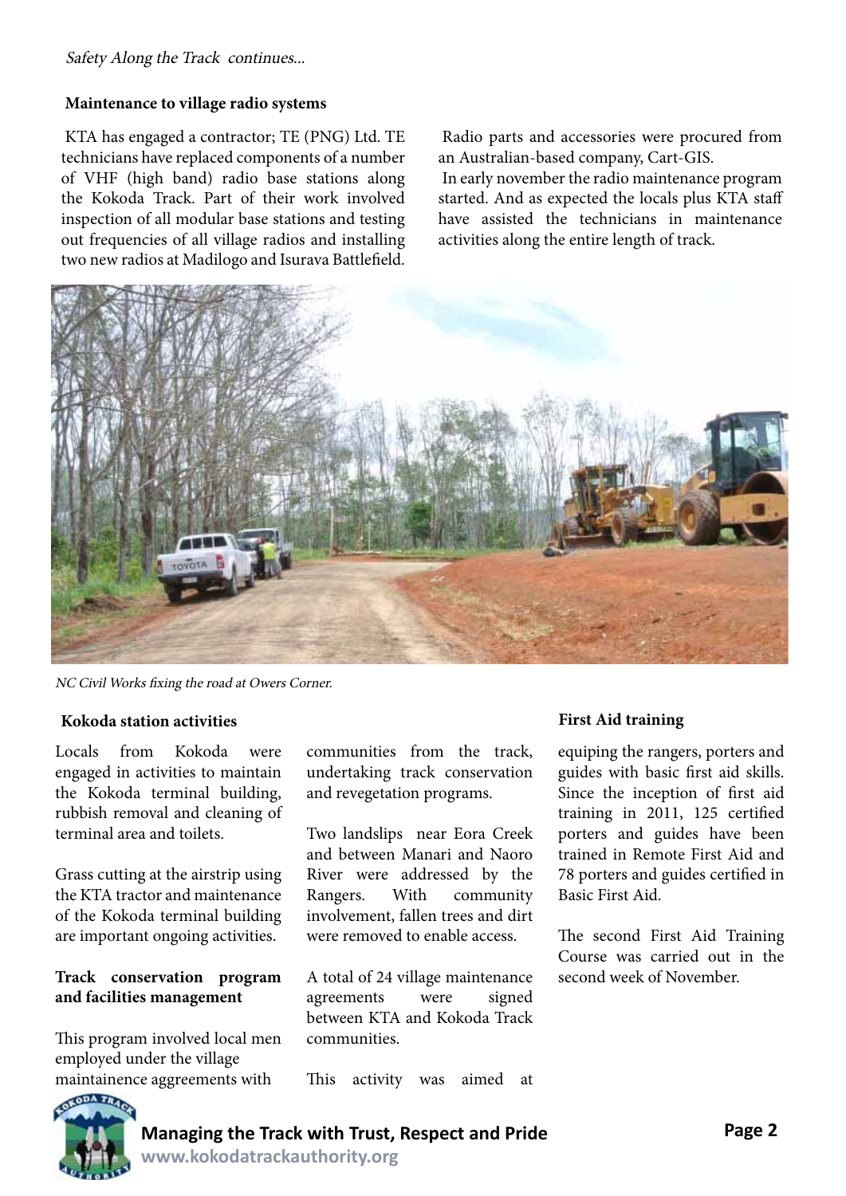*Safety Along the Track continues...*

### Maintenance to village radio systems

KTA has engaged a contractor; TE (PNG) Ltd. TE technicians have replaced components of a number of VHF (high band) radio base stations along the Kokoda Track. Part of their work involved inspection of all modular base stations and testing out frequencies of all village radios and installing two new radios at Madilogo and Isurava Battlefield.

Radio parts and accessories were procured from an Australian-based company, Cart-GIS.

In early november the radio maintenance program started. And as expected the locals plus KTA staff have assisted the technicians in maintenance activities along the entire length of track.

*NC Civil Works fixing the road at Owers Corner.*

### Kokoda station activities

Locals from Kokoda were engaged in activities to maintain the Kokoda terminal building, rubbish removal and cleaning of terminal area and toilets.

Grass cutting at the airstrip using the KTA tractor and maintenance of the Kokoda terminal building are important ongoing activities.

### Track conservation program and facilities management

This program involved local men employed under the village maintainence aggreements with communities from the track, undertaking track conservation and revegetation programs.

Two landslips near Eora Creek and between Manari and Naoro River were addressed by the Rangers. With community involvement, fallen trees and dirt were removed to enable access.

A total of 24 village maintenance agreements were signed between KTA and Kokoda Track communities.

### First Aid training

This activity was aimed at equiping the rangers, porters and guides with basic first aid skills. Since the inception of first aid training in 2011, 125 certified porters and guides have been trained in Remote First Aid and 78 porters and guides certified in Basic First Aid.

The second First Aid Training Course was carried out in the second week of November.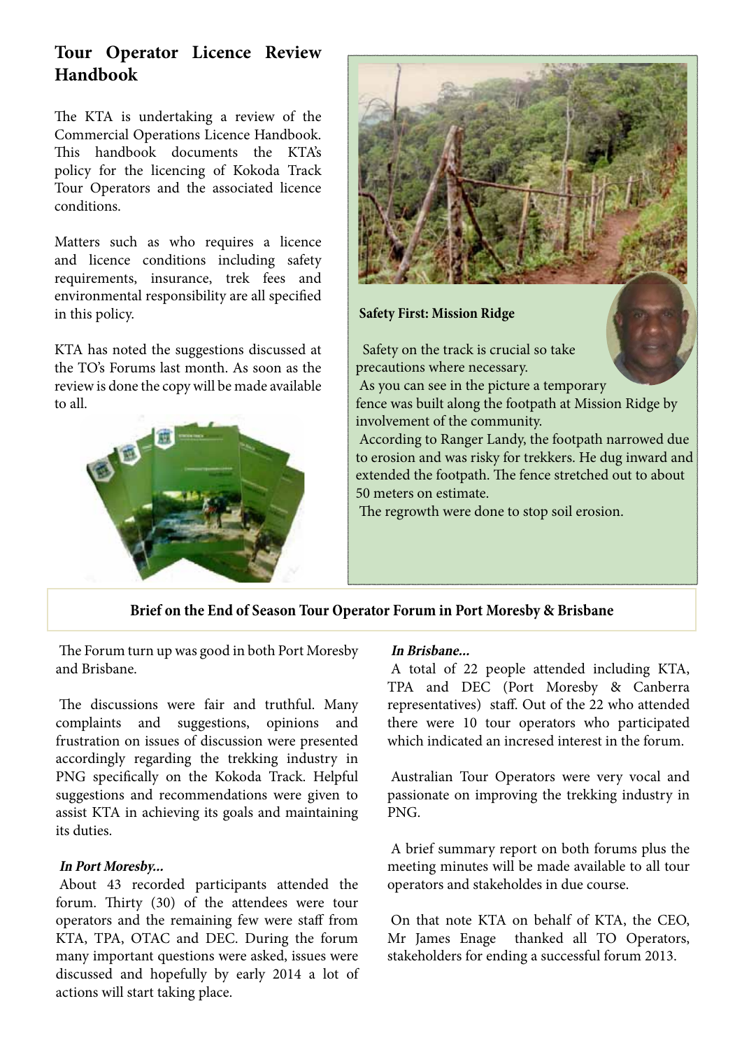## Tour Operator Licence Review Handbook

The KTA is undertaking a review of the Commercial Operations Licence Handbook. This handbook documents the KTA's policy for the licencing of Kokoda Track Tour Operators and the associated licence conditions.

Matters such as who requires a licence and licence conditions including safety requirements, insurance, trek fees and environmental responsibility are all specified in this policy.

KTA has noted the suggestions discussed at the TO's Forums last month. As soon as the review is done the copy will be made available to all.

**Safety First: Mission Ridge**

Safety on the track is crucial so take precautions where necessary.

As you can see in the picture a temporary fence was built along the footpath at Mission Ridge by involvement of the community.

According to Ranger Landy, the footpath narrowed due to erosion and was risky for trekkers. He dug inward and extended the footpath. The fence stretched out to about 50 meters on estimate.

The regrowth were done to stop soil erosion.

## Brief on the End of Season Tour Operator Forum in Port Moresby & Brisbane

The Forum turn up was good in both Port Moresby and Brisbane.

The discussions were fair and truthful. Many complaints and suggestions, opinions and frustration on issues of discussion were presented accordingly regarding the trekking industry in PNG specifically on the Kokoda Track. Helpful suggestions and recommendations were given to assist KTA in achieving its goals and maintaining its duties.

***In Port Moresby...***

About 43 recorded participants attended the forum. Thirty (30) of the attendees were tour operators and the remaining few were staff from KTA, TPA, OTAC and DEC. During the forum many important questions were asked, issues were discussed and hopefully by early 2014 a lot of actions will start taking place.

***In Brisbane...***

A total of 22 people attended including KTA, TPA and DEC (Port Moresby & Canberra representatives) staff. Out of the 22 who attended there were 10 tour operators who participated which indicated an incresed interest in the forum.

Australian Tour Operators were very vocal and passionate on improving the trekking industry in PNG.

A brief summary report on both forums plus the meeting minutes will be made available to all tour operators and stakeholdes in due course.

On that note KTA on behalf of KTA, the CEO, Mr James Enage thanked all TO Operators, stakeholders for ending a successful forum 2013.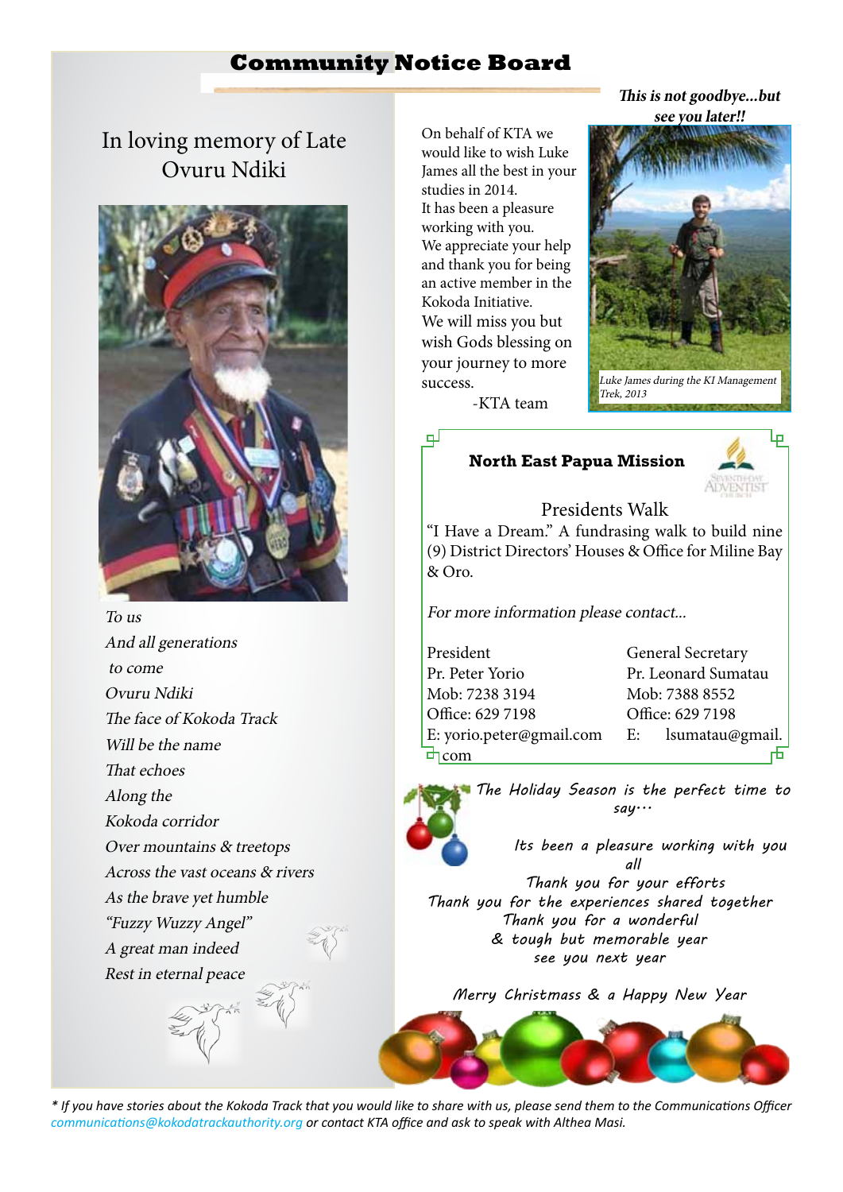# Community Notice Board

## In loving memory of Late Ovuru Ndiki

*To us*
*And all generations*
*to come*
*Ovuru Ndiki*
*The face of Kokoda Track*
*Will be the name*
*That echoes*
*Along the*
*Kokoda corridor*
*Over mountains & treetops*
*Across the vast oceans & rivers*
*As the brave yet humble*
*"Fuzzy Wuzzy Angel"*
*A great man indeed*
*Rest in eternal peace*

***This is not goodbye...but see you later!!***

On behalf of KTA we would like to wish Luke James all the best in your studies in 2014.
It has been a pleasure working with you.
We appreciate your help and thank you for being an active member in the Kokoda Initiative.
We will miss you but wish Gods blessing on your journey to more success.

-KTA team

*Luke James during the KI Management Trek, 2013*

### North East Papua Mission

Presidents Walk

"I Have a Dream." A fundrasing walk to build nine (9) District Directors' Houses & Office for Miline Bay & Oro.

*For more information please contact...*

| | |
|---|---|
| President | General Secretary |
| Pr. Peter Yorio | Pr. Leonard Sumatau |
| Mob: 7238 3194 | Mob: 7388 8552 |
| Office: 629 7198 | Office: 629 7198 |
| E: yorio.peter@gmail.com | E: lsumatau@gmail.com |

*The Holiday Season is the perfect time to say...*

*Its been a pleasure working with you all*
*Thank you for your efforts*
*Thank you for the experiences shared together*
*Thank you for a wonderful*
*& tough but memorable year*
*see you next year*

*Merry Christmass & a Happy New Year*

*\* If you have stories about the Kokoda Track that you would like to share with us, please send them to the Communications Officer communications@kokodatrackauthority.org or contact KTA office and ask to speak with Althea Masi.*